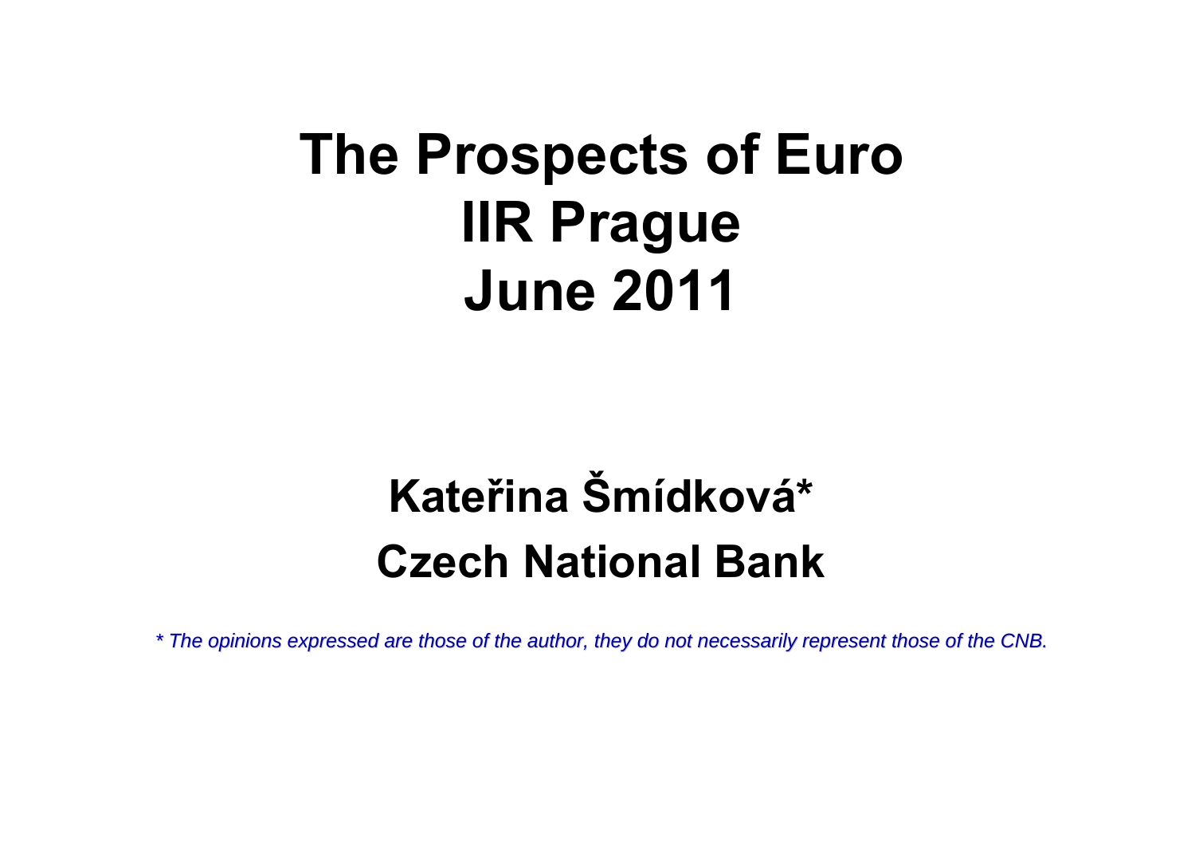# The Prospects of Euro
# IIR Prague
# June 2011

## Kateřina Šmídková*
## Czech National Bank

*\* The opinions expressed are those of the author, they do not necessarily represent those of the CNB.*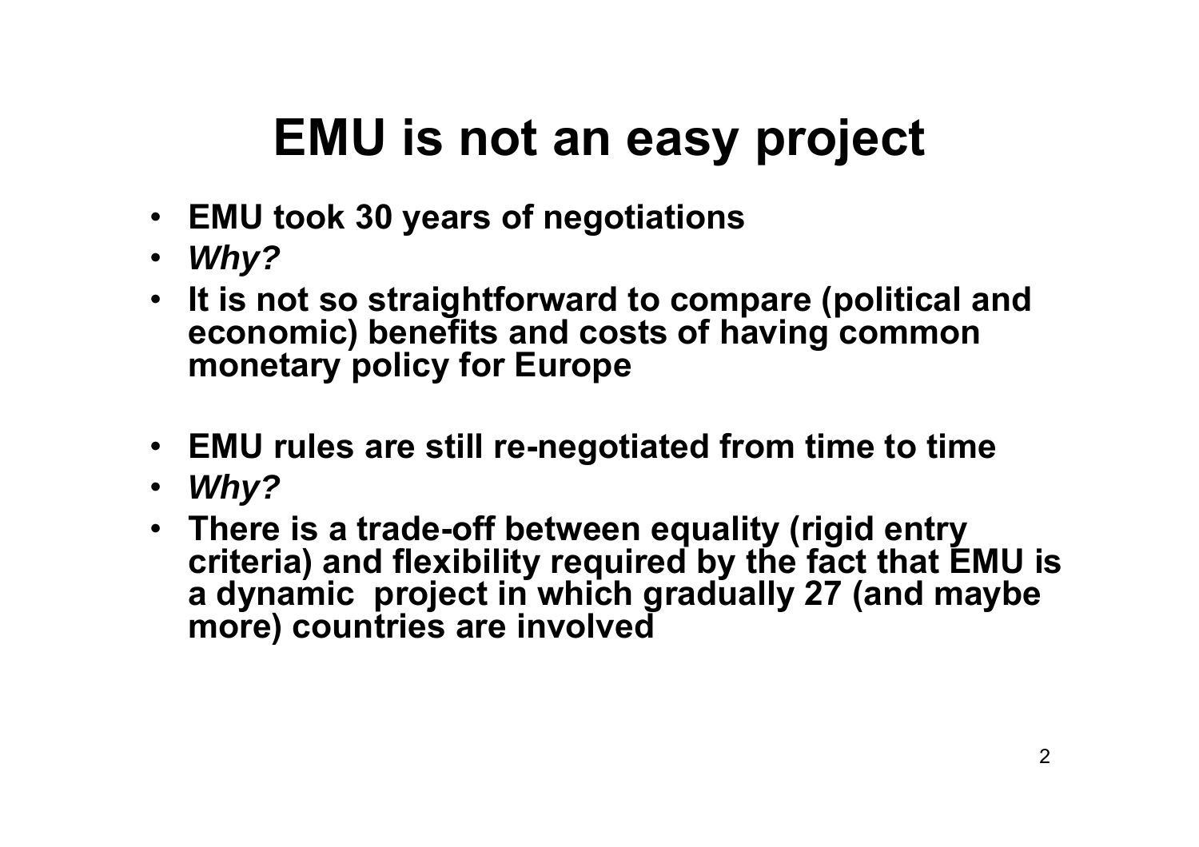# EMU is not an easy project

- **EMU took 30 years of negotiations**
- ***Why?***
- **It is not so straightforward to compare (political and economic) benefits and costs of having common monetary policy for Europe**

- **EMU rules are still re-negotiated from time to time**
- ***Why?***
- **There is a trade-off between equality (rigid entry criteria) and flexibility required by the fact that EMU is a dynamic project in which gradually 27 (and maybe more) countries are involved**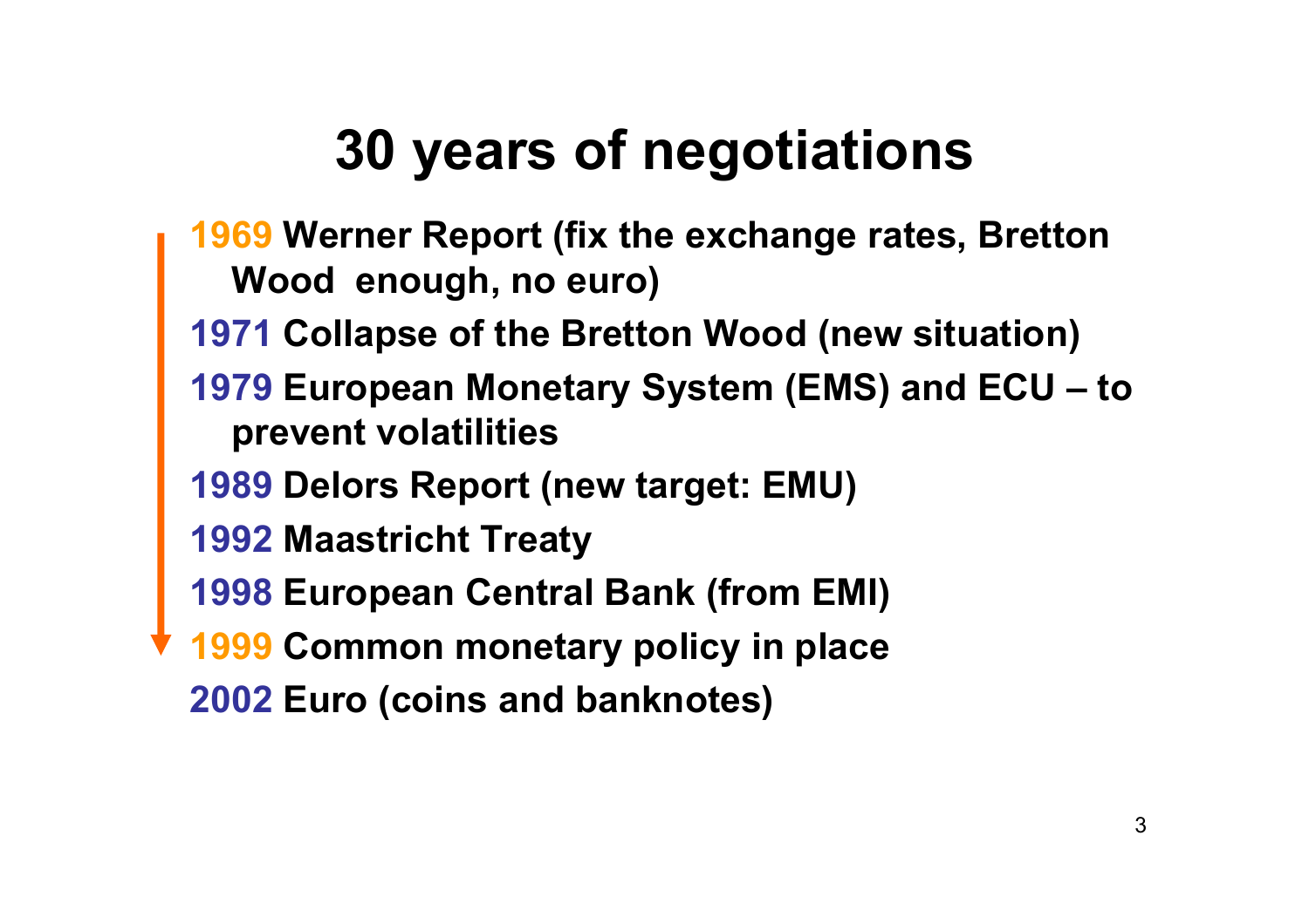# 30 years of negotiations

- **1969 Werner Report (fix the exchange rates, Bretton Wood enough, no euro)**
- **1971 Collapse of the Bretton Wood (new situation)**
- **1979 European Monetary System (EMS) and ECU – to prevent volatilities**
- **1989 Delors Report (new target: EMU)**
- **1992 Maastricht Treaty**
- **1998 European Central Bank (from EMI)**
- **1999 Common monetary policy in place**
- **2002 Euro (coins and banknotes)**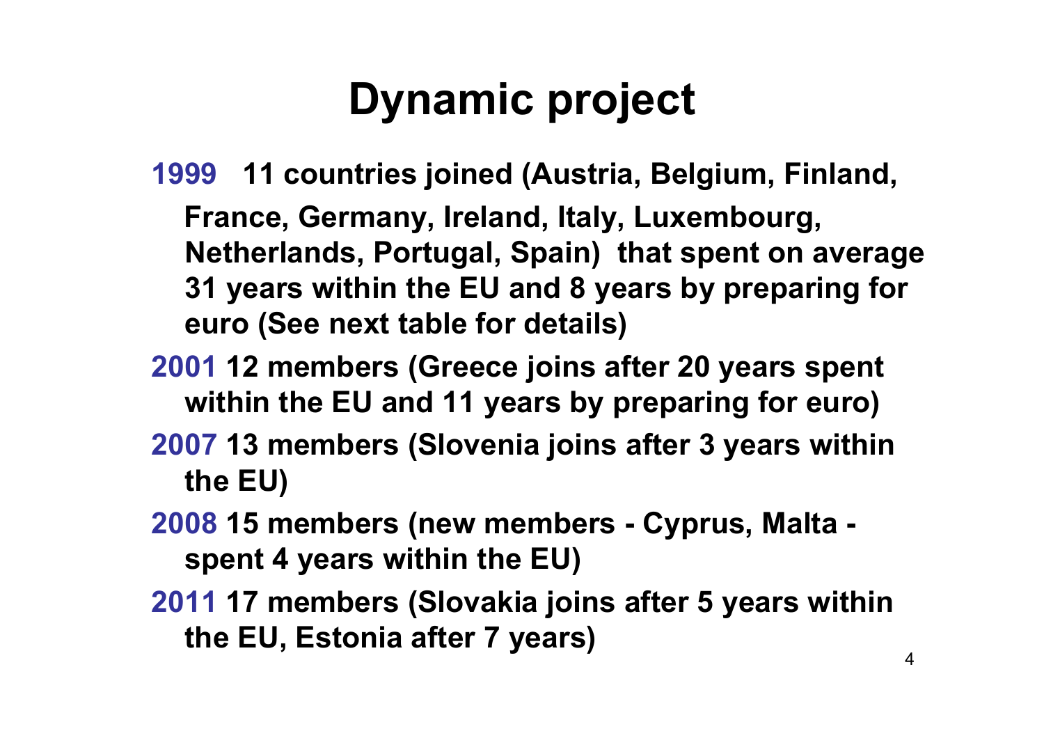# Dynamic project

- **1999** **11 countries joined (Austria, Belgium, Finland, France, Germany, Ireland, Italy, Luxembourg, Netherlands, Portugal, Spain) that spent on average 31 years within the EU and 8 years by preparing for euro (See next table for details)**
- **2001** **12 members (Greece joins after 20 years spent within the EU and 11 years by preparing for euro)**
- **2007** **13 members (Slovenia joins after 3 years within the EU)**
- **2008** **15 members (new members - Cyprus, Malta - spent 4 years within the EU)**
- **2011** **17 members (Slovakia joins after 5 years within the EU, Estonia after 7 years)**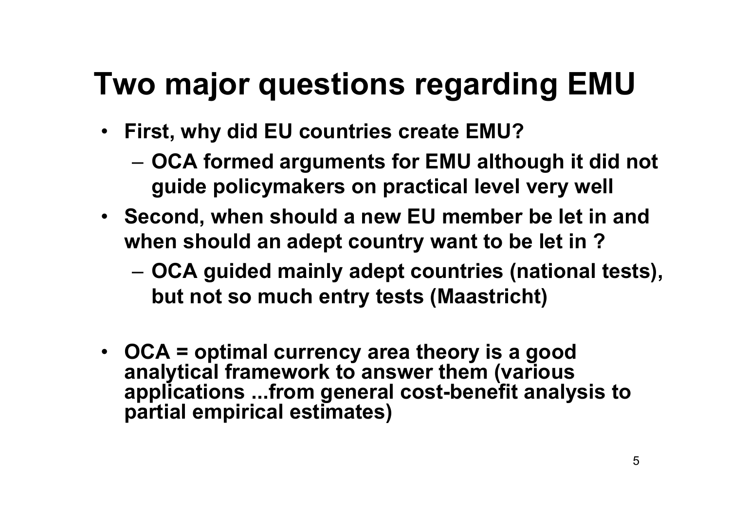# Two major questions regarding EMU

- **First, why did EU countries create EMU?**
  - **OCA formed arguments for EMU although it did not guide policymakers on practical level very well**
- **Second, when should a new EU member be let in and when should an adept country want to be let in ?**
  - **OCA guided mainly adept countries (national tests), but not so much entry tests (Maastricht)**

- **OCA = optimal currency area theory is a good analytical framework to answer them (various applications ...from general cost-benefit analysis to partial empirical estimates)**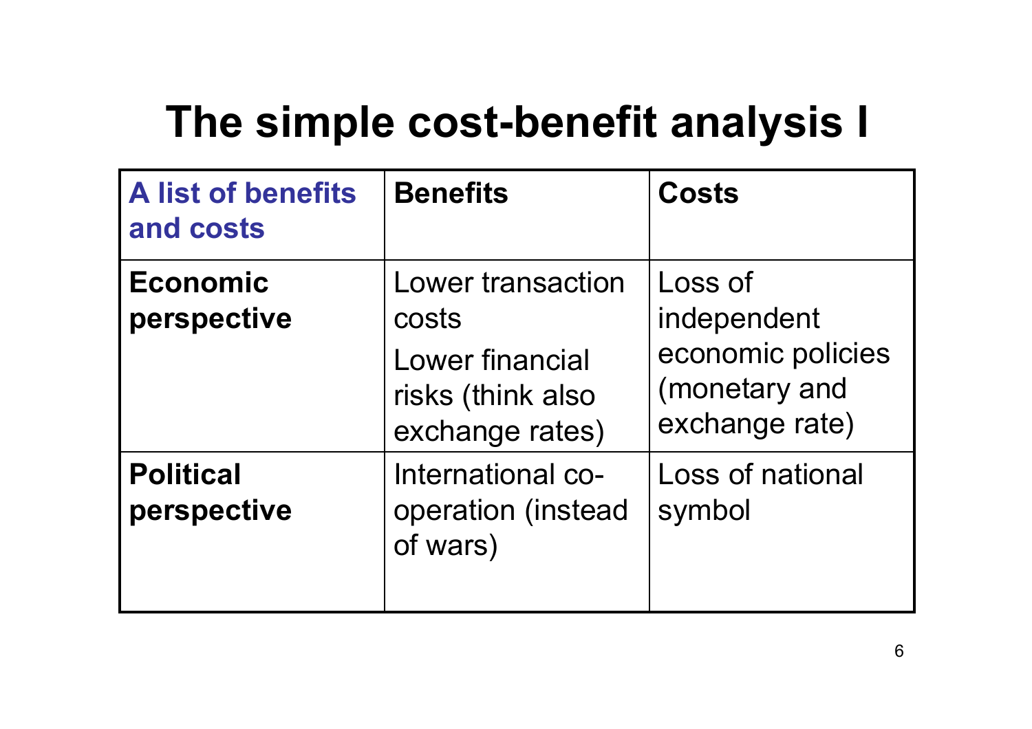# The simple cost-benefit analysis I

| A list of benefits and costs | Benefits | Costs |
|---|---|---|
| **Economic perspective** | Lower transaction costs<br>Lower financial risks (think also exchange rates) | Loss of independent economic policies (monetary and exchange rate) |
| **Political perspective** | International co-operation (instead of wars) | Loss of national symbol |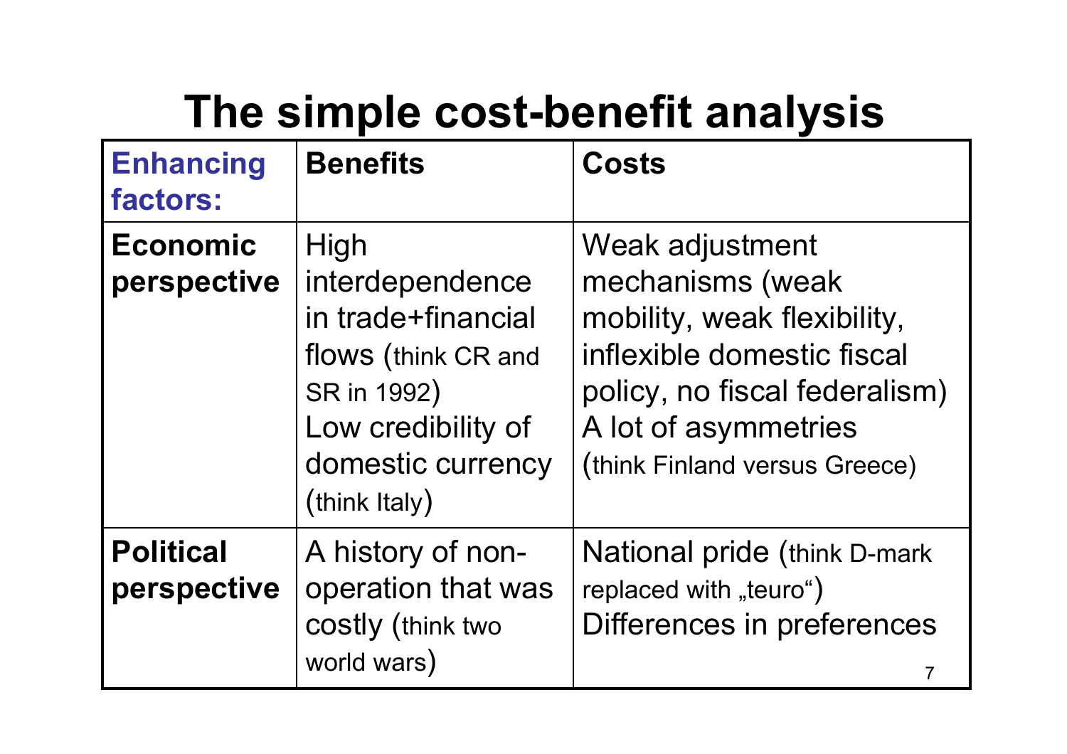# The simple cost-benefit analysis

| Enhancing factors: | Benefits | Costs |
|---|---|---|
| **Economic perspective** | High interdependence in trade+financial flows (think CR and SR in 1992) Low credibility of domestic currency (think Italy) | Weak adjustment mechanisms (weak mobility, weak flexibility, inflexible domestic fiscal policy, no fiscal federalism) A lot of asymmetries (think Finland versus Greece) |
| **Political perspective** | A history of non-operation that was costly (think two world wars) | National pride (think D-mark replaced with „teuro“) Differences in preferences |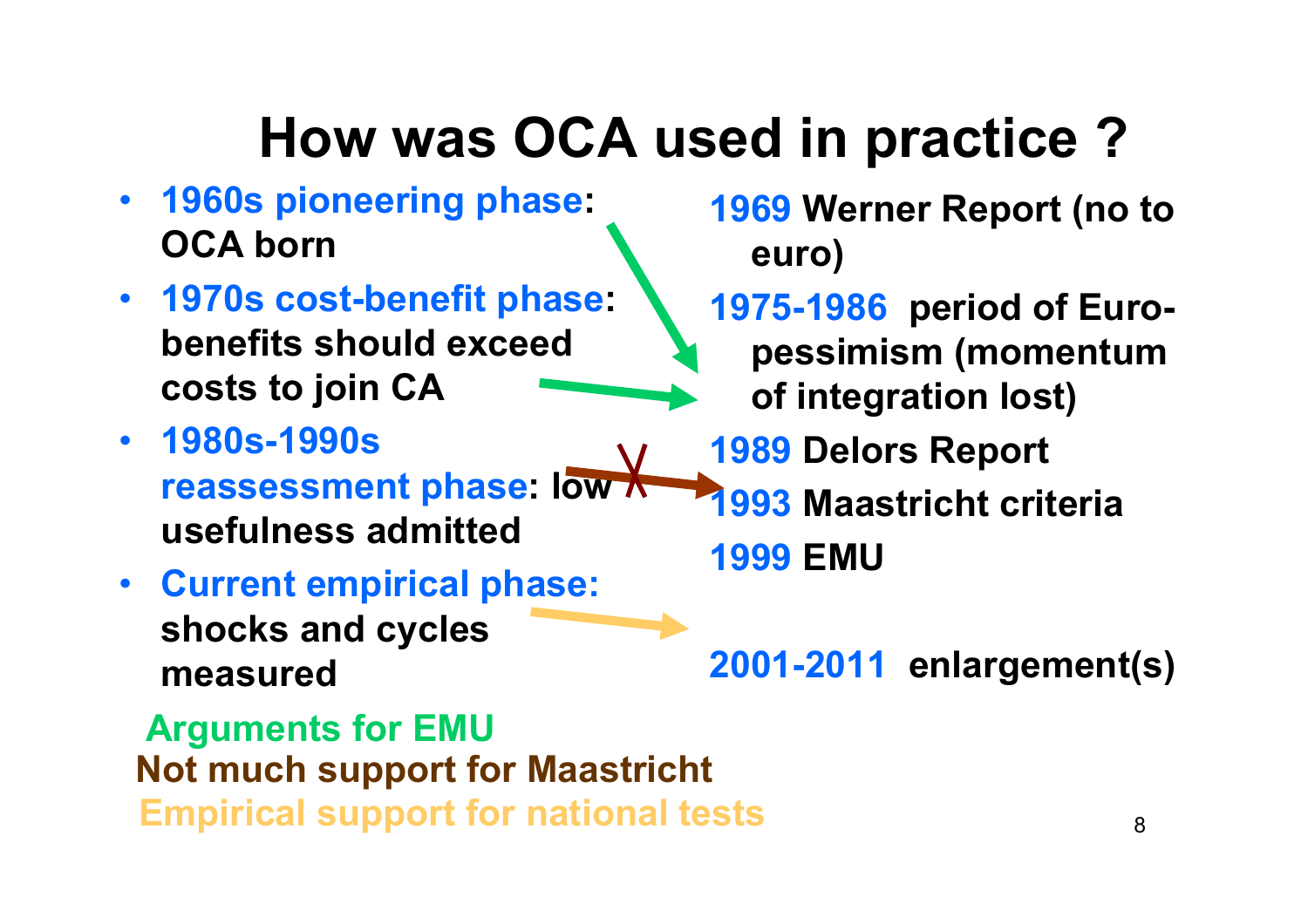# How was OCA used in practice ?

- **1960s pioneering phase: OCA born**
- **1970s cost-benefit phase: benefits should exceed costs to join CA**
- **1980s-1990s reassessment phase: low usefulness admitted**
- **Current empirical phase: shocks and cycles measured**

**1969** Werner Report (no to euro)

**1975-1986** period of Euro-pessimism (momentum of integration lost)

**1989** Delors Report

**1993** Maastricht criteria

**1999** EMU

**2001-2011** enlargement(s)

**Arguments for EMU**

**Not much support for Maastricht**

**Empirical support for national tests**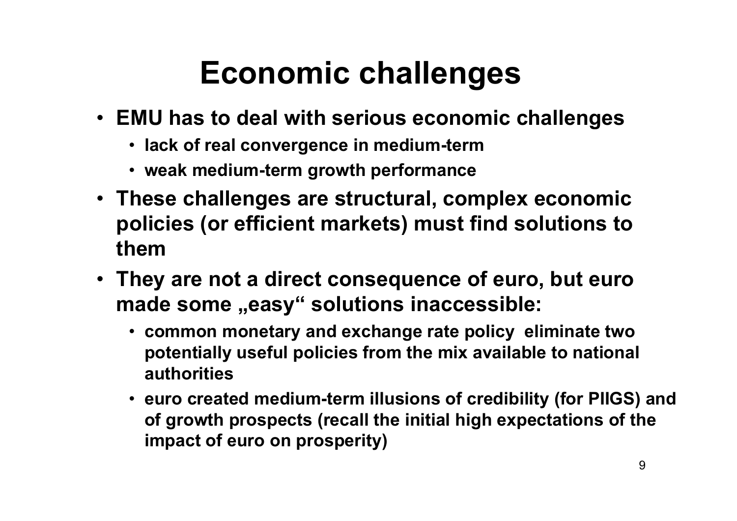# Economic challenges

- **EMU has to deal with serious economic challenges**
  - **lack of real convergence in medium-term**
  - **weak medium-term growth performance**
- **These challenges are structural, complex economic policies (or efficient markets) must find solutions to them**
- **They are not a direct consequence of euro, but euro made some „easy“ solutions inaccessible:**
  - **common monetary and exchange rate policy eliminate two potentially useful policies from the mix available to national authorities**
  - **euro created medium-term illusions of credibility (for PIIGS) and of growth prospects (recall the initial high expectations of the impact of euro on prosperity)**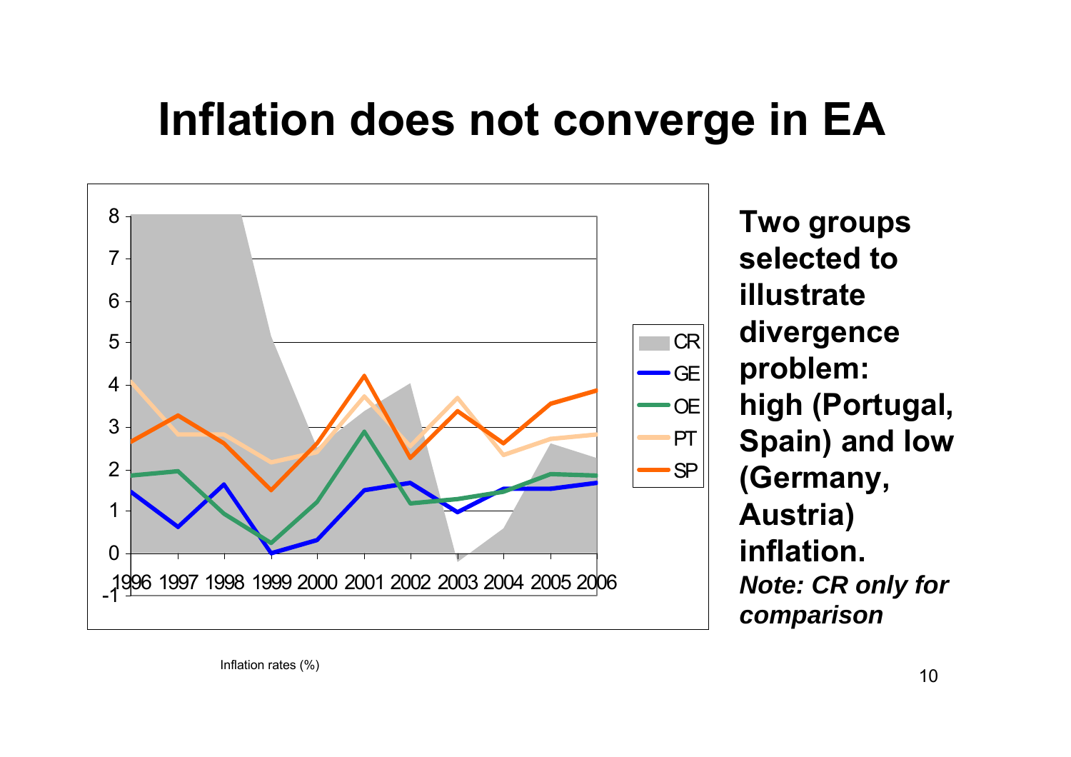# Inflation does not converge in EA

**Two groups selected to illustrate divergence problem: high (Portugal, Spain) and low (Germany, Austria) inflation.**

***Note: CR only for comparison***

Inflation rates (%)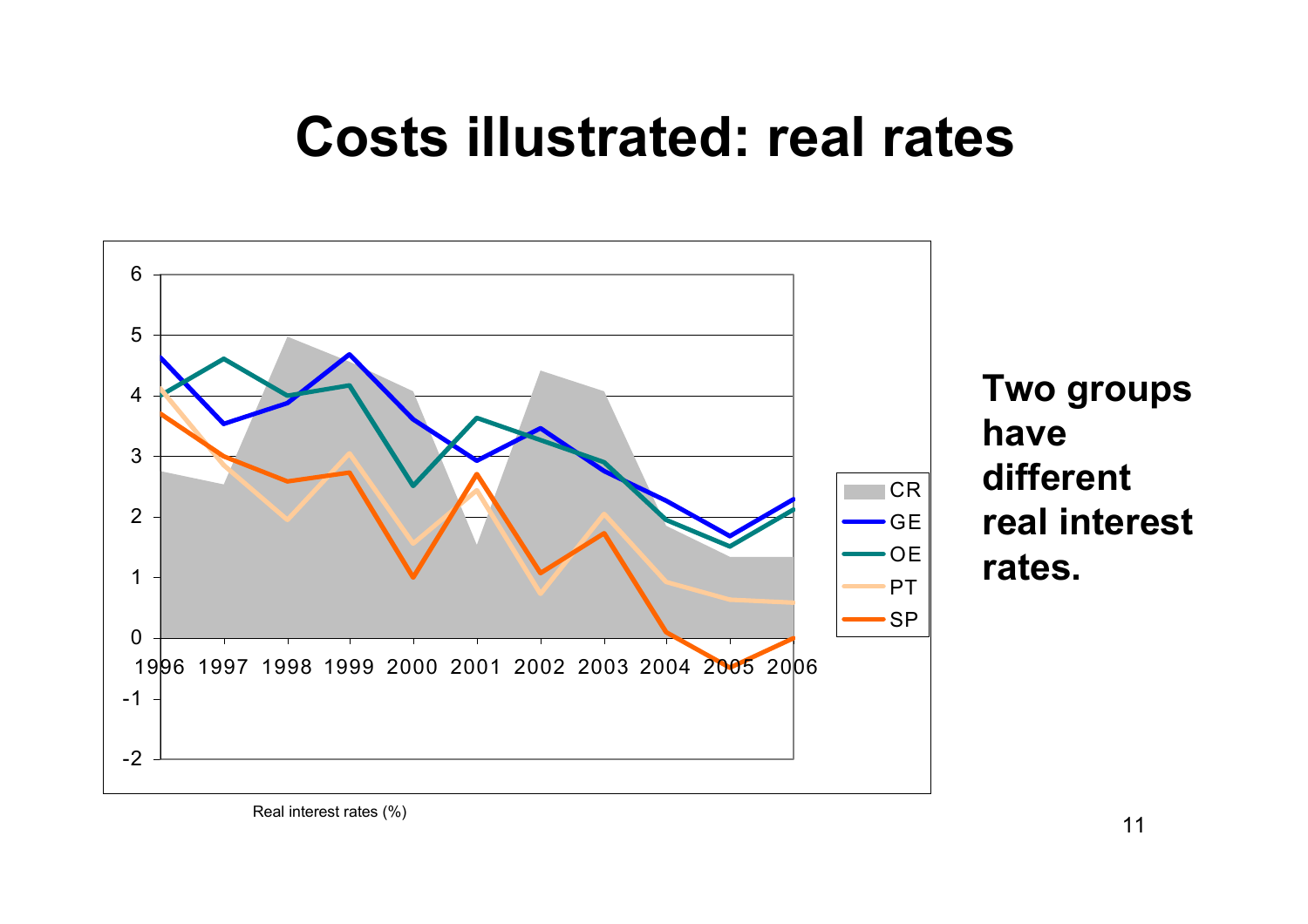# Costs illustrated: real rates

Real interest rates (%)

**Two groups have different real interest rates.**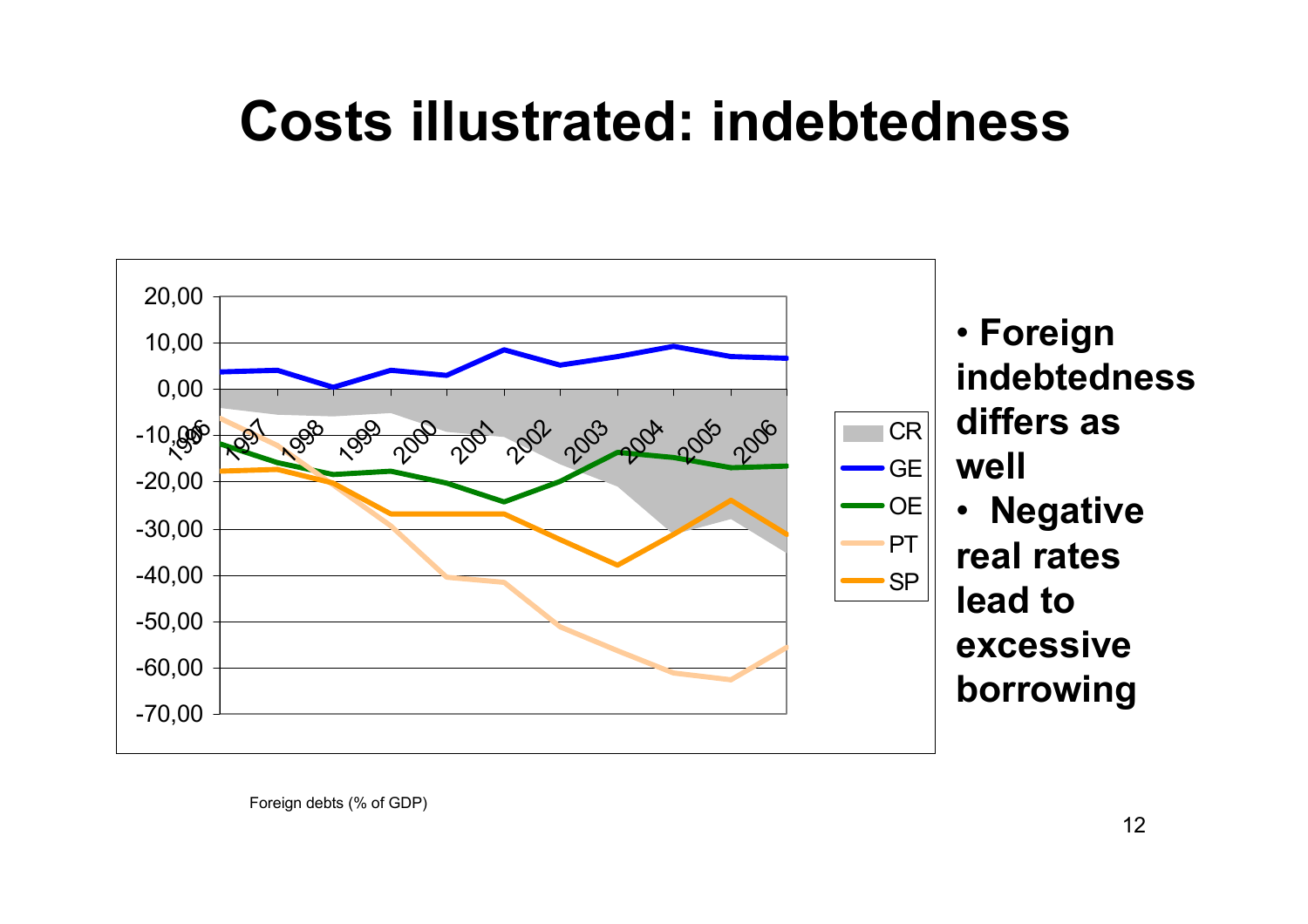# Costs illustrated: indebtedness

- **Foreign indebtedness differs as well**
- **Negative real rates lead to excessive borrowing**

Foreign debts (% of GDP)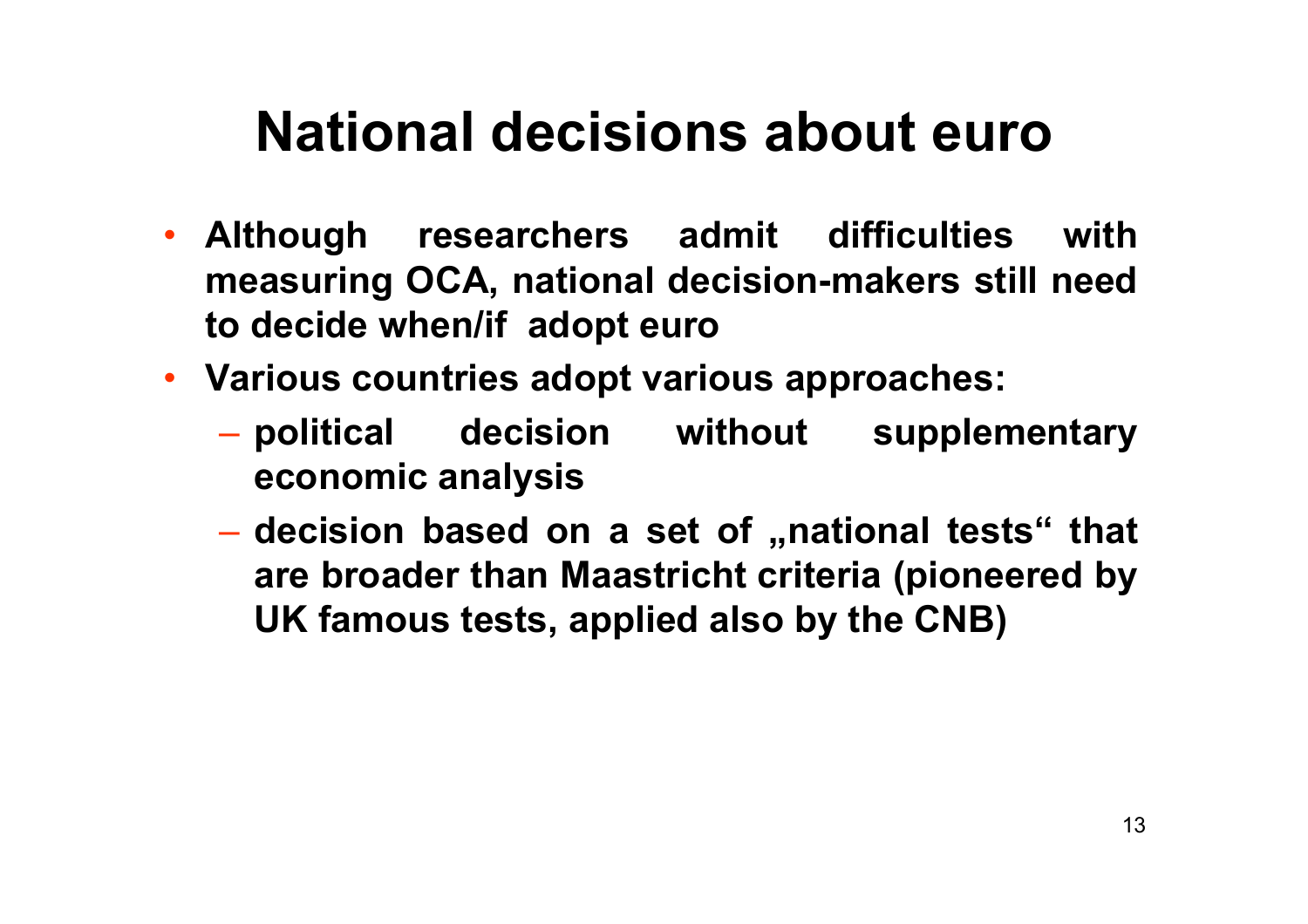# National decisions about euro

- **Although researchers admit difficulties with measuring OCA, national decision-makers still need to decide when/if adopt euro**
- **Various countries adopt various approaches:**
  - **political decision without supplementary economic analysis**
  - **decision based on a set of „national tests“ that are broader than Maastricht criteria (pioneered by UK famous tests, applied also by the CNB)**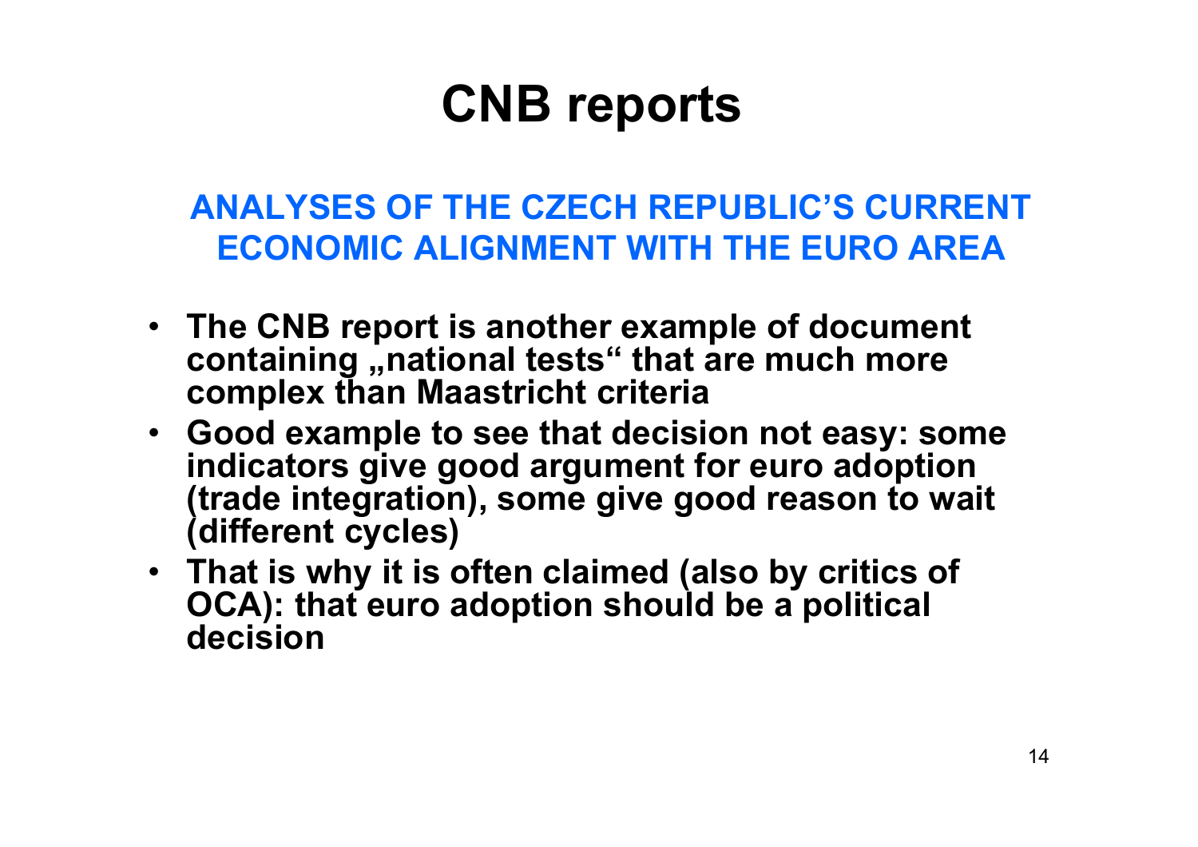# CNB reports

## ANALYSES OF THE CZECH REPUBLIC'S CURRENT ECONOMIC ALIGNMENT WITH THE EURO AREA

- **The CNB report is another example of document containing „national tests“ that are much more complex than Maastricht criteria**
- **Good example to see that decision not easy: some indicators give good argument for euro adoption (trade integration), some give good reason to wait (different cycles)**
- **That is why it is often claimed (also by critics of OCA): that euro adoption should be a political decision**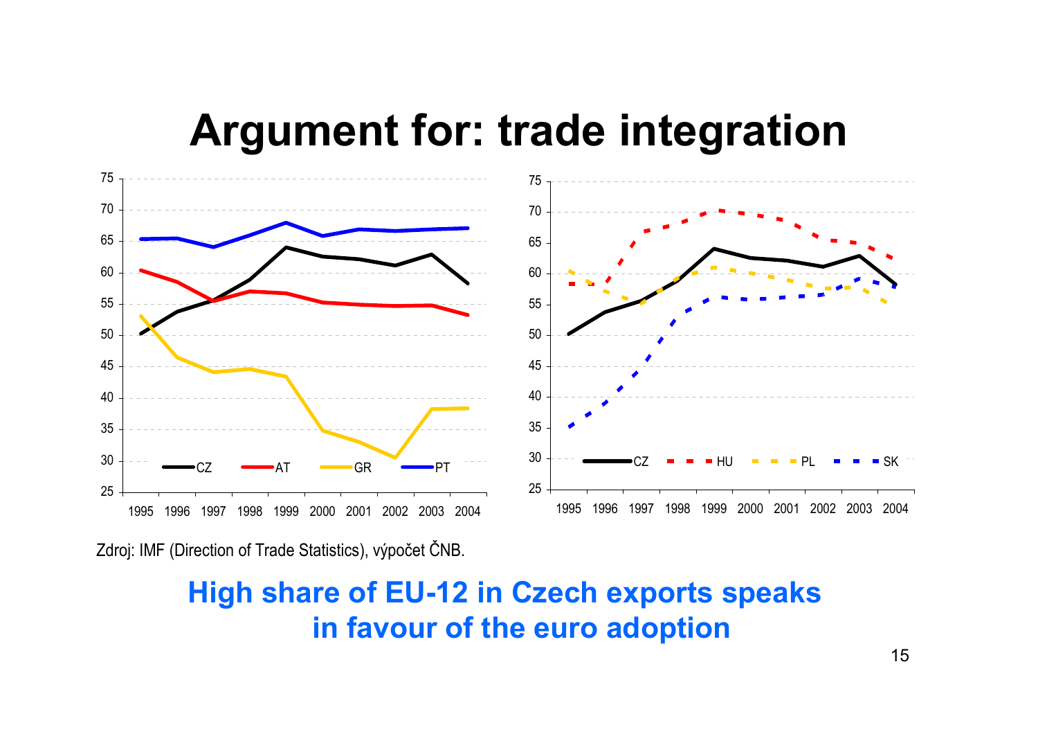# Argument for: trade integration

Zdroj: IMF (Direction of Trade Statistics), výpočet ČNB.

**High share of EU-12 in Czech exports speaks in favour of the euro adoption**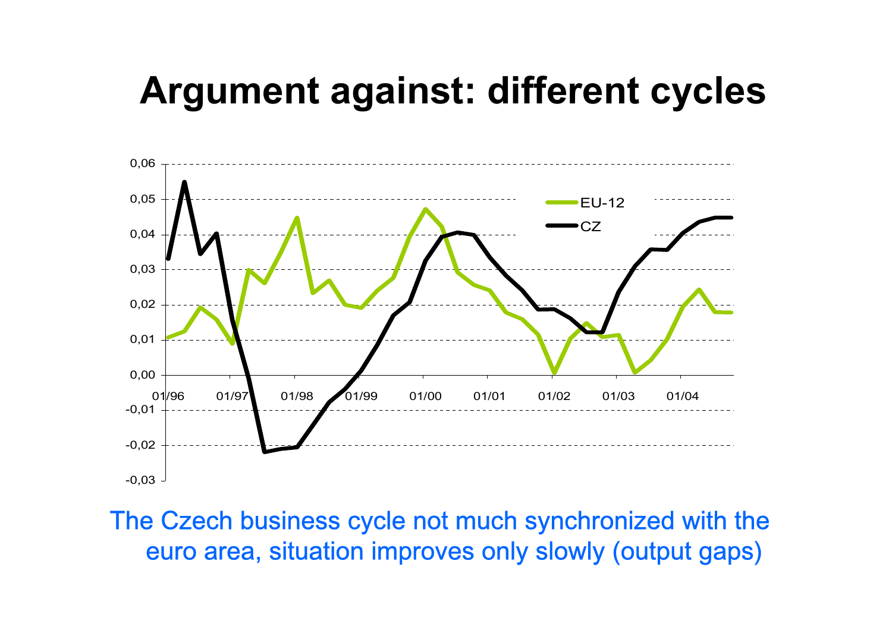# Argument against: different cycles

The Czech business cycle not much synchronized with the euro area, situation improves only slowly (output gaps)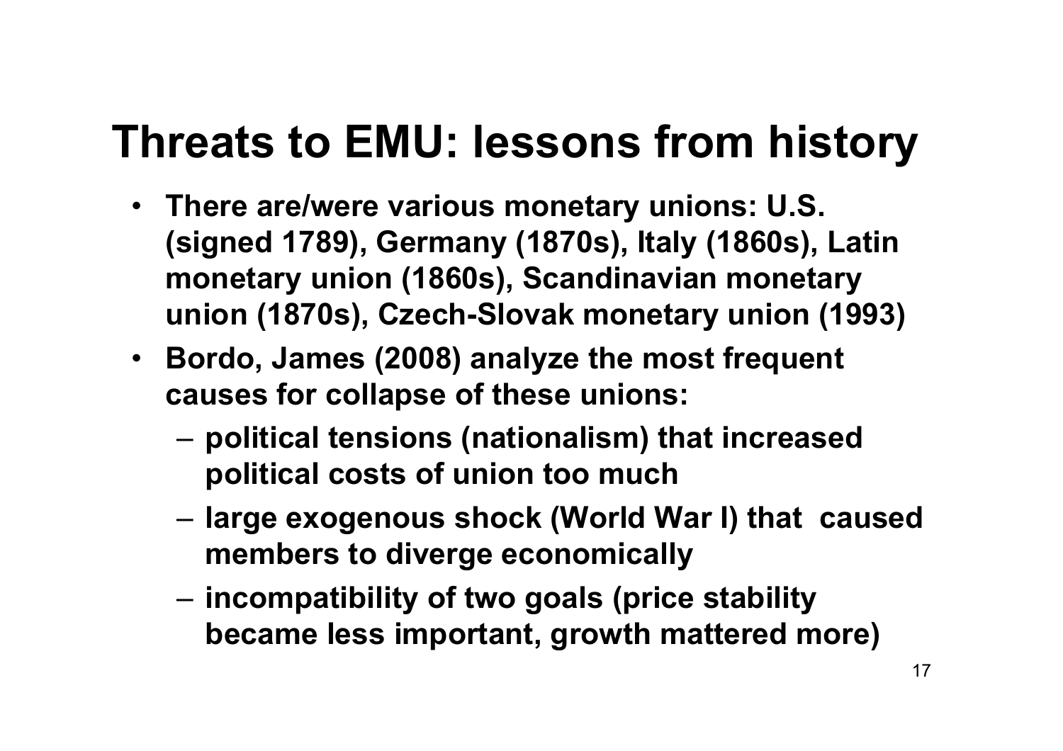# Threats to EMU: lessons from history

- **There are/were various monetary unions: U.S. (signed 1789), Germany (1870s), Italy (1860s), Latin monetary union (1860s), Scandinavian monetary union (1870s), Czech-Slovak monetary union (1993)**
- **Bordo, James (2008) analyze the most frequent causes for collapse of these unions:**
  - **political tensions (nationalism) that increased political costs of union too much**
  - **large exogenous shock (World War I) that caused members to diverge economically**
  - **incompatibility of two goals (price stability became less important, growth mattered more)**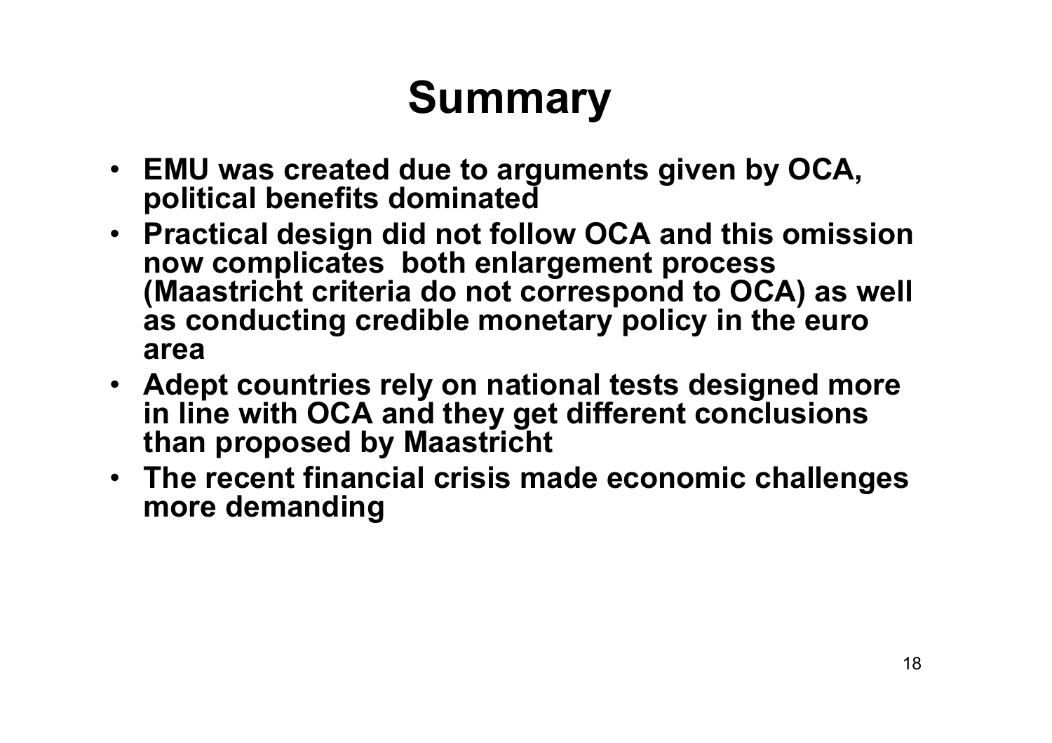# Summary

- **EMU was created due to arguments given by OCA, political benefits dominated**
- **Practical design did not follow OCA and this omission now complicates both enlargement process (Maastricht criteria do not correspond to OCA) as well as conducting credible monetary policy in the euro area**
- **Adept countries rely on national tests designed more in line with OCA and they get different conclusions than proposed by Maastricht**
- **The recent financial crisis made economic challenges more demanding**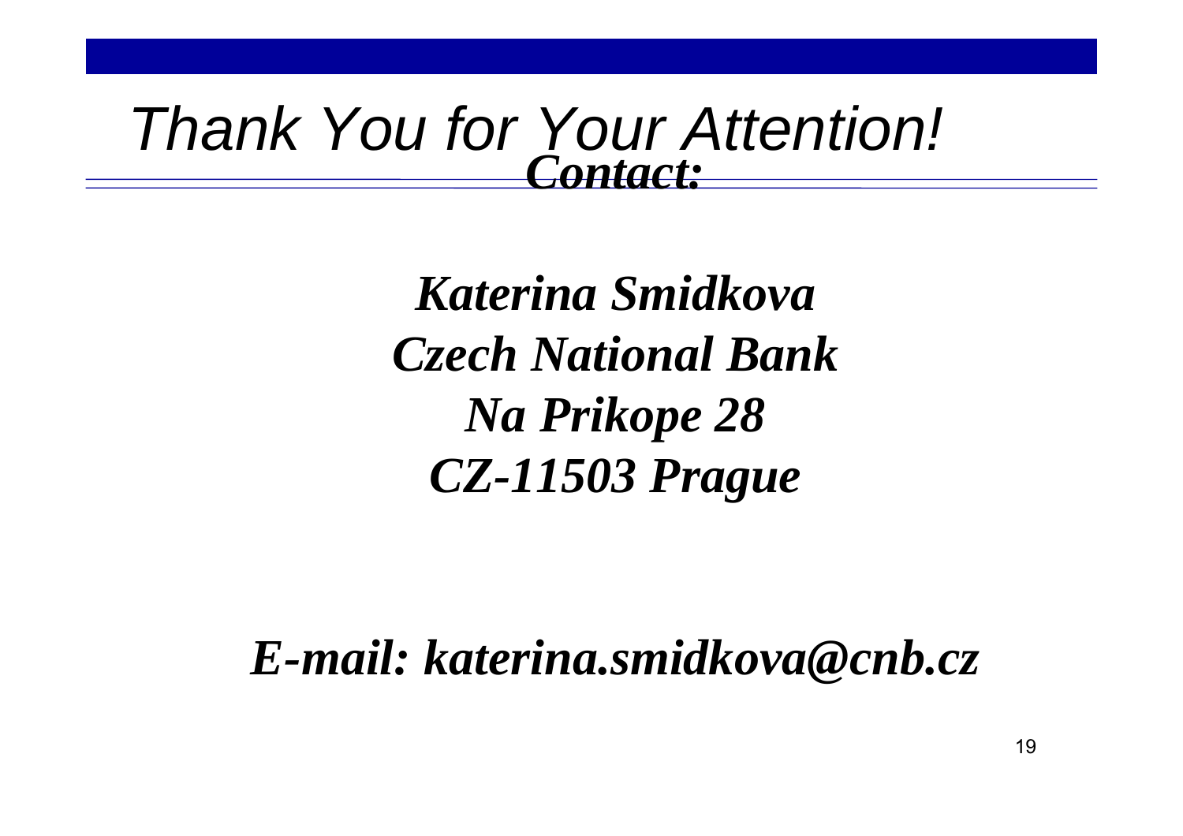# Thank You for Your Attention!

***Contact:***

***Katerina Smidkova***
***Czech National Bank***
***Na Prikope 28***
***CZ-11503 Prague***

***E-mail: katerina.smidkova@cnb.cz***